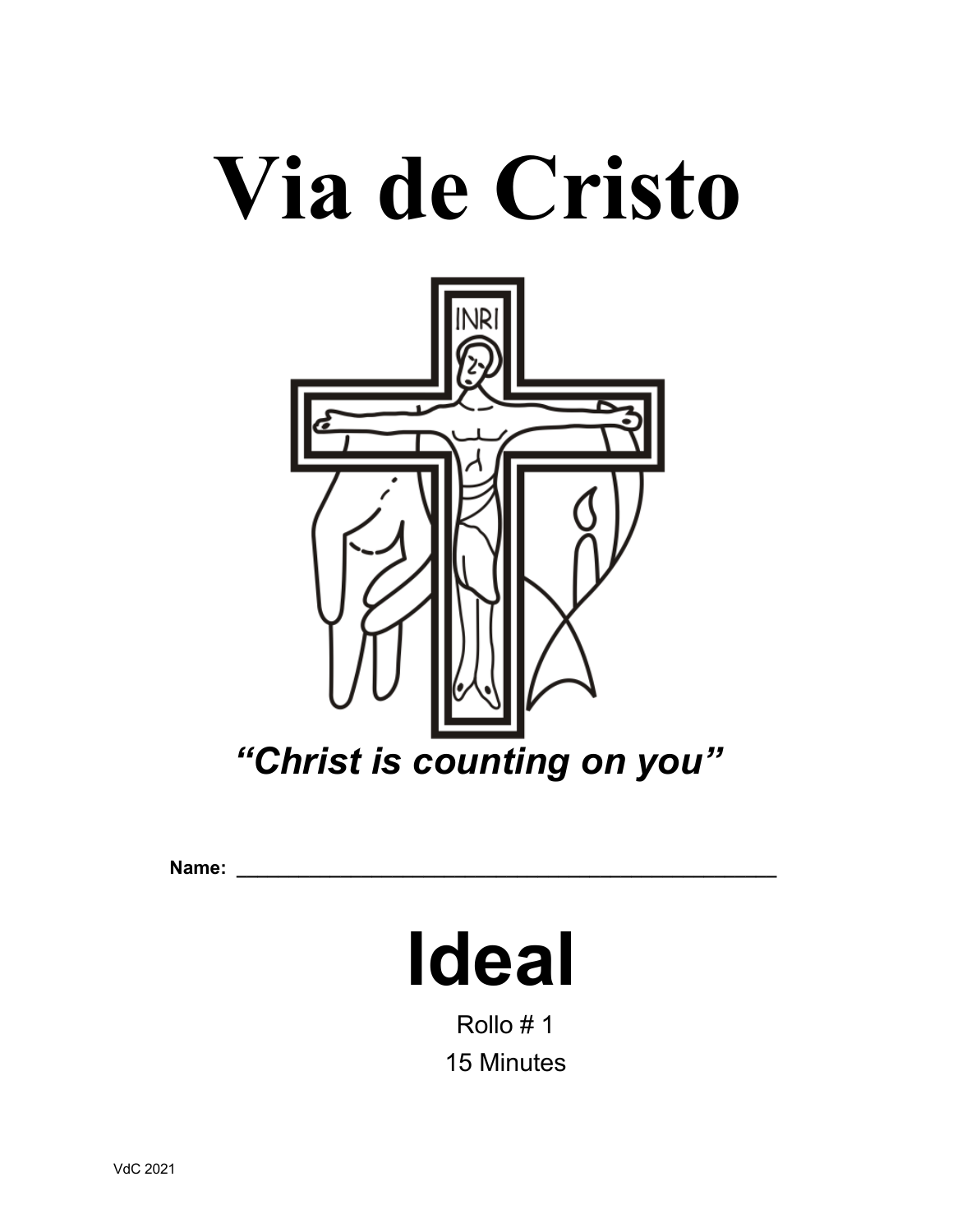# Via de Cristo

*"Christ is counting on you"*

**Name:** ____________________________________________

# Ideal

Rollo # 1

15 Minutes

VdC 2021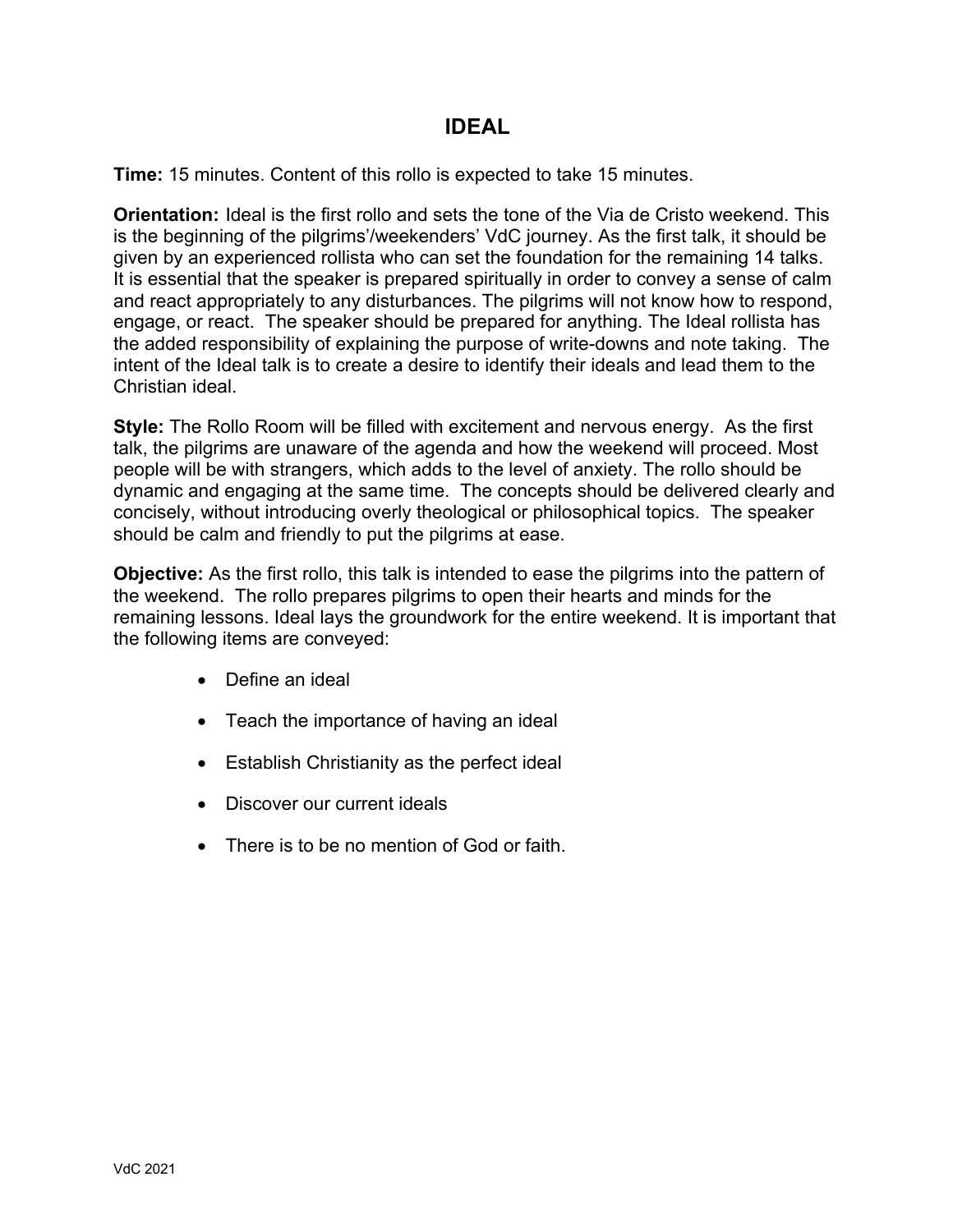# IDEAL

**Time:** 15 minutes. Content of this rollo is expected to take 15 minutes.

**Orientation:** Ideal is the first rollo and sets the tone of the Via de Cristo weekend. This is the beginning of the pilgrims'/weekenders' VdC journey. As the first talk, it should be given by an experienced rollista who can set the foundation for the remaining 14 talks. It is essential that the speaker is prepared spiritually in order to convey a sense of calm and react appropriately to any disturbances. The pilgrims will not know how to respond, engage, or react. The speaker should be prepared for anything. The Ideal rollista has the added responsibility of explaining the purpose of write-downs and note taking. The intent of the Ideal talk is to create a desire to identify their ideals and lead them to the Christian ideal.

**Style:** The Rollo Room will be filled with excitement and nervous energy. As the first talk, the pilgrims are unaware of the agenda and how the weekend will proceed. Most people will be with strangers, which adds to the level of anxiety. The rollo should be dynamic and engaging at the same time. The concepts should be delivered clearly and concisely, without introducing overly theological or philosophical topics. The speaker should be calm and friendly to put the pilgrims at ease.

**Objective:** As the first rollo, this talk is intended to ease the pilgrims into the pattern of the weekend. The rollo prepares pilgrims to open their hearts and minds for the remaining lessons. Ideal lays the groundwork for the entire weekend. It is important that the following items are conveyed:

- Define an ideal
- Teach the importance of having an ideal
- Establish Christianity as the perfect ideal
- Discover our current ideals
- There is to be no mention of God or faith.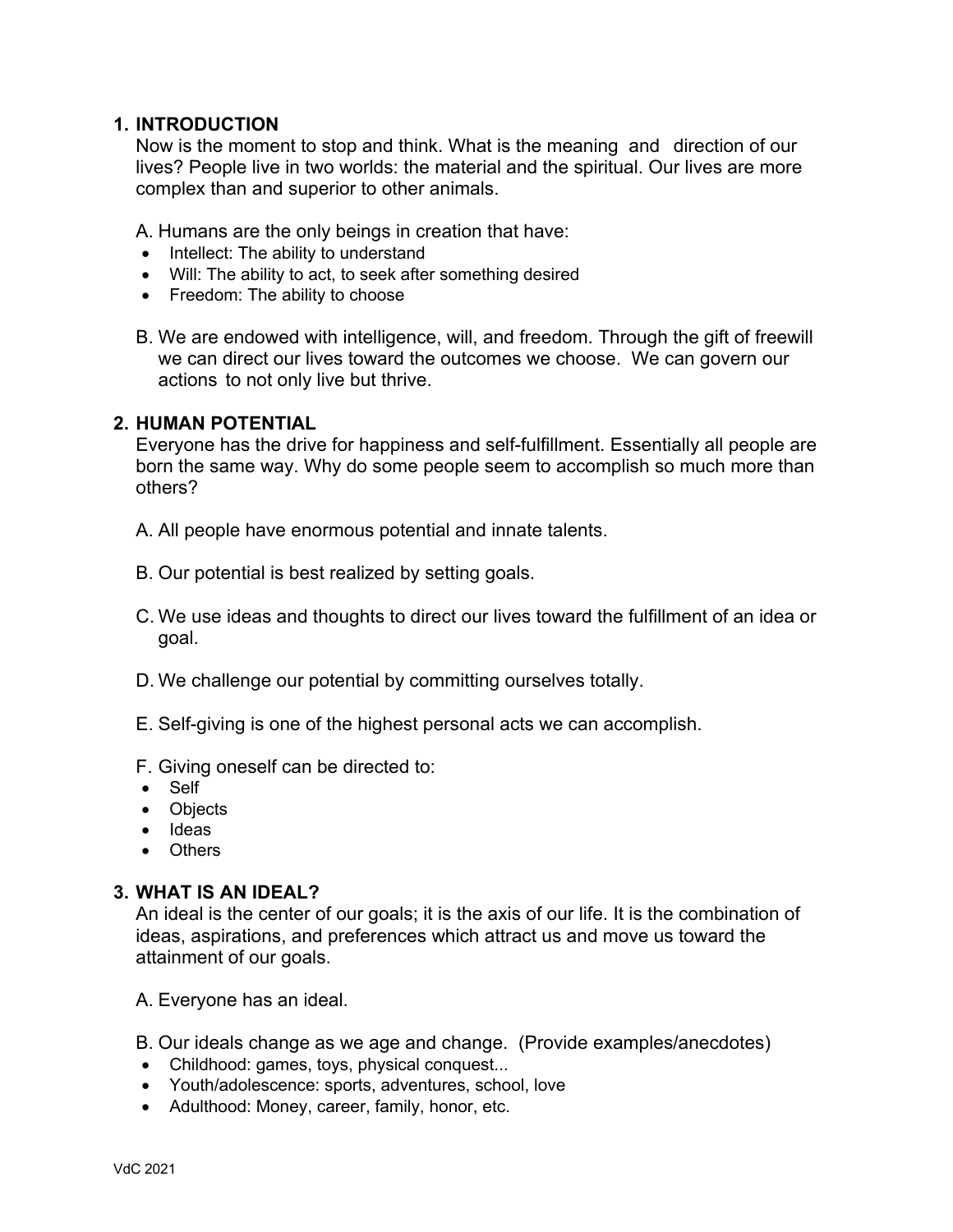## 1. INTRODUCTION

Now is the moment to stop and think. What is the meaning and direction of our lives? People live in two worlds: the material and the spiritual. Our lives are more complex than and superior to other animals.

A. Humans are the only beings in creation that have:

- Intellect: The ability to understand
- Will: The ability to act, to seek after something desired
- Freedom: The ability to choose

B. We are endowed with intelligence, will, and freedom. Through the gift of freewill we can direct our lives toward the outcomes we choose. We can govern our actions to not only live but thrive.

## 2. HUMAN POTENTIAL

Everyone has the drive for happiness and self-fulfillment. Essentially all people are born the same way. Why do some people seem to accomplish so much more than others?

A. All people have enormous potential and innate talents.

B. Our potential is best realized by setting goals.

C. We use ideas and thoughts to direct our lives toward the fulfillment of an idea or goal.

D. We challenge our potential by committing ourselves totally.

E. Self-giving is one of the highest personal acts we can accomplish.

F. Giving oneself can be directed to:

- Self
- Objects
- Ideas
- Others

## 3. WHAT IS AN IDEAL?

An ideal is the center of our goals; it is the axis of our life. It is the combination of ideas, aspirations, and preferences which attract us and move us toward the attainment of our goals.

A. Everyone has an ideal.

B. Our ideals change as we age and change. (Provide examples/anecdotes)

- Childhood: games, toys, physical conquest...
- Youth/adolescence: sports, adventures, school, love
- Adulthood: Money, career, family, honor, etc.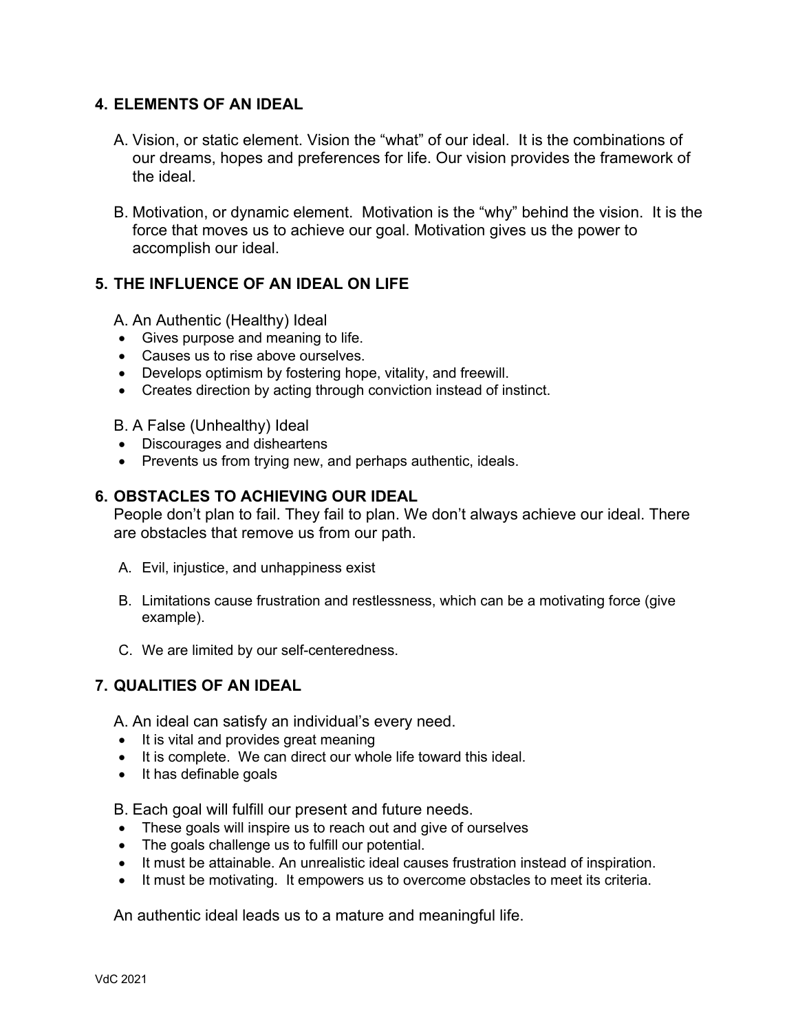## 4. ELEMENTS OF AN IDEAL

A. Vision, or static element. Vision the "what" of our ideal. It is the combinations of our dreams, hopes and preferences for life. Our vision provides the framework of the ideal.

B. Motivation, or dynamic element. Motivation is the "why" behind the vision. It is the force that moves us to achieve our goal. Motivation gives us the power to accomplish our ideal.

## 5. THE INFLUENCE OF AN IDEAL ON LIFE

A. An Authentic (Healthy) Ideal

- Gives purpose and meaning to life.
- Causes us to rise above ourselves.
- Develops optimism by fostering hope, vitality, and freewill.
- Creates direction by acting through conviction instead of instinct.

B. A False (Unhealthy) Ideal

- Discourages and disheartens
- Prevents us from trying new, and perhaps authentic, ideals.

## 6. OBSTACLES TO ACHIEVING OUR IDEAL

People don't plan to fail. They fail to plan. We don't always achieve our ideal. There are obstacles that remove us from our path.

A. Evil, injustice, and unhappiness exist

B. Limitations cause frustration and restlessness, which can be a motivating force (give example).

C. We are limited by our self-centeredness.

## 7. QUALITIES OF AN IDEAL

A. An ideal can satisfy an individual's every need.

- It is vital and provides great meaning
- It is complete. We can direct our whole life toward this ideal.
- It has definable goals

B. Each goal will fulfill our present and future needs.

- These goals will inspire us to reach out and give of ourselves
- The goals challenge us to fulfill our potential.
- It must be attainable. An unrealistic ideal causes frustration instead of inspiration.
- It must be motivating. It empowers us to overcome obstacles to meet its criteria.

An authentic ideal leads us to a mature and meaningful life.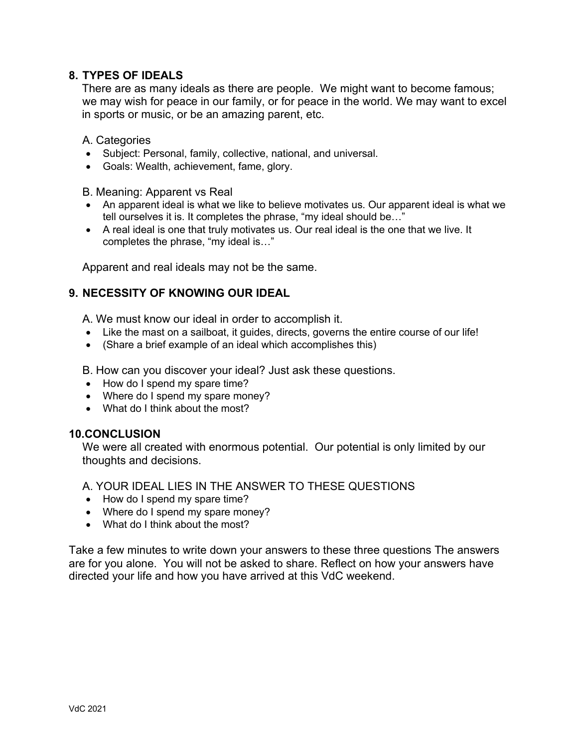## 8. TYPES OF IDEALS

There are as many ideals as there are people. We might want to become famous; we may wish for peace in our family, or for peace in the world. We may want to excel in sports or music, or be an amazing parent, etc.

A. Categories

- Subject: Personal, family, collective, national, and universal.
- Goals: Wealth, achievement, fame, glory.

B. Meaning: Apparent vs Real

- An apparent ideal is what we like to believe motivates us. Our apparent ideal is what we tell ourselves it is. It completes the phrase, "my ideal should be…"
- A real ideal is one that truly motivates us. Our real ideal is the one that we live. It completes the phrase, "my ideal is…"

Apparent and real ideals may not be the same.

## 9. NECESSITY OF KNOWING OUR IDEAL

A. We must know our ideal in order to accomplish it.

- Like the mast on a sailboat, it guides, directs, governs the entire course of our life!
- (Share a brief example of an ideal which accomplishes this)

B. How can you discover your ideal? Just ask these questions.

- How do I spend my spare time?
- Where do I spend my spare money?
- What do I think about the most?

## 10. CONCLUSION

We were all created with enormous potential. Our potential is only limited by our thoughts and decisions.

A. YOUR IDEAL LIES IN THE ANSWER TO THESE QUESTIONS

- How do I spend my spare time?
- Where do I spend my spare money?
- What do I think about the most?

Take a few minutes to write down your answers to these three questions The answers are for you alone. You will not be asked to share. Reflect on how your answers have directed your life and how you have arrived at this VdC weekend.